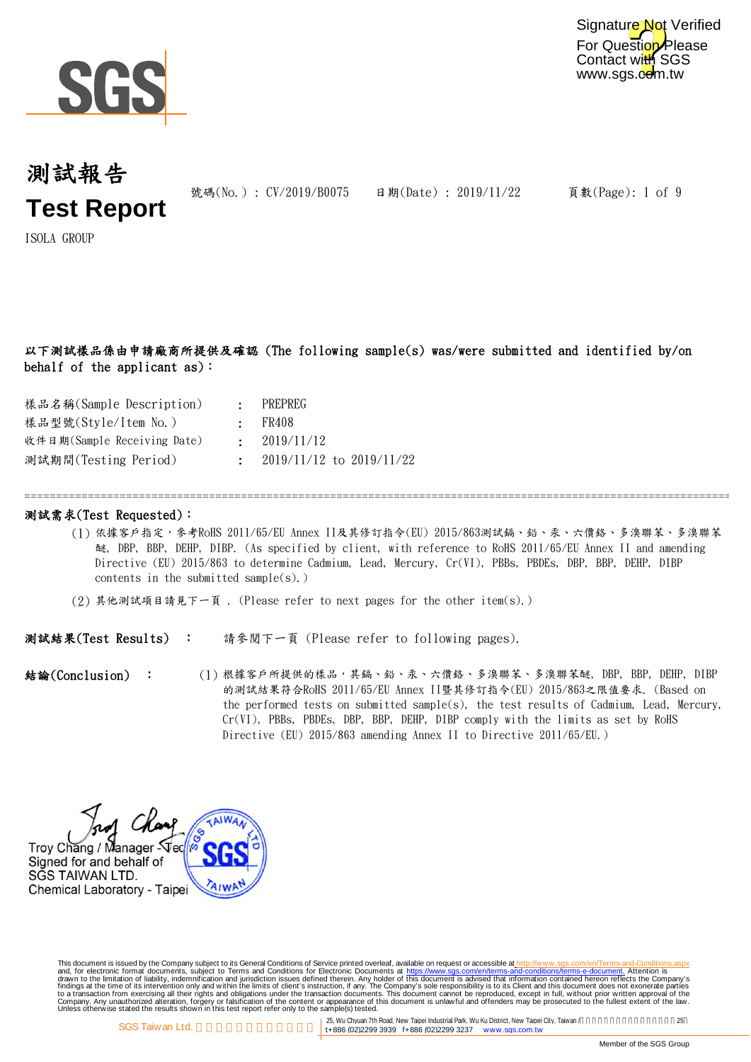Signature Not Verified
For Question Please
Contact with SGS
www.sgs.com.tw

# 測試報告
# Test Report

號碼(No.) : CV/2019/B0075 日期(Date) : 2019/11/22

ISOLA GROUP

**以下測試樣品係由申請廠商所提供及確認 (The following sample(s) was/were submitted and identified by/on behalf of the applicant as)：**

| | | |
|---|---|---|
| 樣品名稱(Sample Description) | : | PREPREG |
| 樣品型號(Style/Item No.) | : | FR408 |
| 收件日期(Sample Receiving Date) | : | 2019/11/12 |
| 測試期間(Testing Period) | : | 2019/11/12 to 2019/11/22 |

---

**測試需求(Test Requested)：**

(1) 依據客戶指定，參考RoHS 2011/65/EU Annex II及其修訂指令(EU) 2015/863測試鎘、鉛、汞、六價鉻、多溴聯苯、多溴聯苯醚, DBP, BBP, DEHP, DIBP. (As specified by client, with reference to RoHS 2011/65/EU Annex II and amending Directive (EU) 2015/863 to determine Cadmium, Lead, Mercury, Cr(VI), PBBs, PBDEs, DBP, BBP, DEHP, DIBP contents in the submitted sample(s).)

(2) 其他測試項目請見下一頁 . (Please refer to next pages for the other item(s).)

**測試結果(Test Results)** ： 請參閱下一頁 (Please refer to following pages).

**結論(Conclusion)** ： (1) 根據客戶所提供的樣品，其鎘、鉛、汞、六價鉻、多溴聯苯、多溴聯苯醚, DBP, BBP, DEHP, DIBP 的測試結果符合RoHS 2011/65/EU Annex II暨其修訂指令(EU) 2015/863之限值要求. (Based on the performed tests on submitted sample(s), the test results of Cadmium, Lead, Mercury, Cr(VI), PBBs, PBDEs, DBP, BBP, DEHP, DIBP comply with the limits as set by RoHS Directive (EU) 2015/863 amending Annex II to Directive 2011/65/EU.)

Troy Chang / Manager - Tec
Signed for and behalf of
SGS TAIWAN LTD.
Chemical Laboratory - Taipei

This document is issued by the Company subject to its General Conditions of Service printed overleaf, available on request or accessible at http://www.sgs.com/en/Terms-and-Conditions.aspx and, for electronic format documents, subject to Terms and Conditions for Electronic Documents at https://www.sgs.com/en/terms-and-conditions/terms-e-document. Attention is drawn to the limitation of liability, indemnification and jurisdiction issues defined therein. Any holder of this document is advised that information contained hereon reflects the Company's findings at the time of its intervention only and within the limits of client's instruction, if any. The Company's sole responsibility is to its Client and this document does not exonerate parties to a transaction from exercising all their rights and obligations under the transaction documents. This document cannot be reproduced, except in full, without prior written approval of the Company. Any unauthorized alteration, forgery or falsification of the content or appearance of this document is unlawful and offenders may be prosecuted to the fullest extent of the law. Unless otherwise stated the results shown in this test report refer only to the sample(s) tested.

SGS Taiwan Ltd. | 25, Wu Chyuan 7th Road, New Taipei Industrial Park, Wu Ku District, New Taipei City, Taiwan / t+886 (02)2299 3939 f+886 (02)2299 3237 www.sgs.com.tw

Member of the SGS Group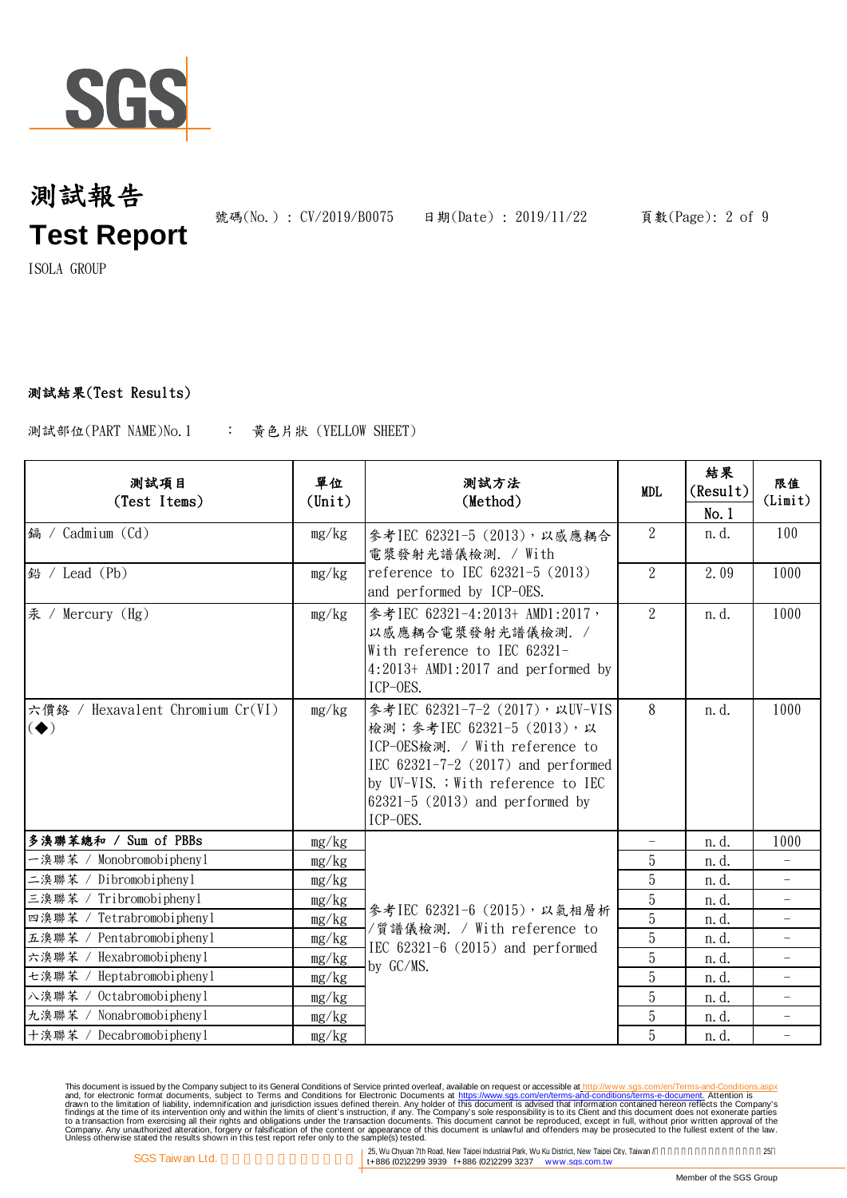# 測試報告
# Test Report

號碼(No.) : CV/2019/B0075　　日期(Date) : 2019/11/22

ISOLA GROUP

**測試結果(Test Results)**

測試部位(PART NAME)No.1　：　黃色片狀 (YELLOW SHEET)

| 測試項目 (Test Items) | 單位 (Unit) | 測試方法 (Method) | MDL | 結果 (Result) No.1 | 限值 (Limit) |
|---|---|---|---|---|---|
| 鎘 / Cadmium (Cd) | mg/kg | 參考IEC 62321-5 (2013)，以感應耦合電漿發射光譜儀檢測. / With reference to IEC 62321-5 (2013) and performed by ICP-OES. | 2 | n.d. | 100 |
| 鉛 / Lead (Pb) | mg/kg | | 2 | 2.09 | 1000 |
| 汞 / Mercury (Hg) | mg/kg | 參考IEC 62321-4:2013+ AMD1:2017，以感應耦合電漿發射光譜儀檢測. / With reference to IEC 62321-4:2013+ AMD1:2017 and performed by ICP-OES. | 2 | n.d. | 1000 |
| 六價鉻 / Hexavalent Chromium Cr(VI) (◆) | mg/kg | 參考IEC 62321-7-2 (2017)，以UV-VIS檢測；參考IEC 62321-5 (2013)，以ICP-OES檢測. / With reference to IEC 62321-7-2 (2017) and performed by UV-VIS. ; With reference to IEC 62321-5 (2013) and performed by ICP-OES. | 8 | n.d. | 1000 |
| **多溴聯苯總和 / Sum of PBBs** | mg/kg | 參考IEC 62321-6 (2015)，以氣相層析/質譜儀檢測. / With reference to IEC 62321-6 (2015) and performed by GC/MS. | - | n.d. | 1000 |
| 一溴聯苯 / Monobromobiphenyl | mg/kg | | 5 | n.d. | - |
| 二溴聯苯 / Dibromobiphenyl | mg/kg | | 5 | n.d. | - |
| 三溴聯苯 / Tribromobiphenyl | mg/kg | | 5 | n.d. | - |
| 四溴聯苯 / Tetrabromobiphenyl | mg/kg | | 5 | n.d. | - |
| 五溴聯苯 / Pentabromobiphenyl | mg/kg | | 5 | n.d. | - |
| 六溴聯苯 / Hexabromobiphenyl | mg/kg | | 5 | n.d. | - |
| 七溴聯苯 / Heptabromobiphenyl | mg/kg | | 5 | n.d. | - |
| 八溴聯苯 / Octabromobiphenyl | mg/kg | | 5 | n.d. | - |
| 九溴聯苯 / Nonabromobiphenyl | mg/kg | | 5 | n.d. | - |
| 十溴聯苯 / Decabromobiphenyl | mg/kg | | 5 | n.d. | - |

This document is issued by the Company subject to its General Conditions of Service printed overleaf, available on request or accessible at http://www.sgs.com/en/Terms-and-Conditions.aspx and, for electronic format documents, subject to Terms and Conditions for Electronic Documents at https://www.sgs.com/en/terms-and-conditions/terms-e-document. Attention is drawn to the limitation of liability, indemnification and jurisdiction issues defined therein. Any holder of this document is advised that information contained hereon reflects the Company's findings at the time of its intervention only and within the limits of client's instruction, if any. The Company's sole responsibility is to its Client and this document does not exonerate parties to a transaction from exercising all their rights and obligations under the transaction documents. This document cannot be reproduced, except in full, without prior written approval of the Company. Any unauthorized alteration, forgery or falsification of the content or appearance of this document is unlawful and offenders may be prosecuted to the fullest extent of the law. Unless otherwise stated the results shown in this test report refer only to the sample(s) tested.

SGS Taiwan Ltd. | 25, Wu Chyuan 7th Road, New Taipei Industrial Park, Wu Ku District, New Taipei City, Taiwan / t+886 (02)2299 3939 f+886 (02)2299 3237 www.sgs.com.tw

Member of the SGS Group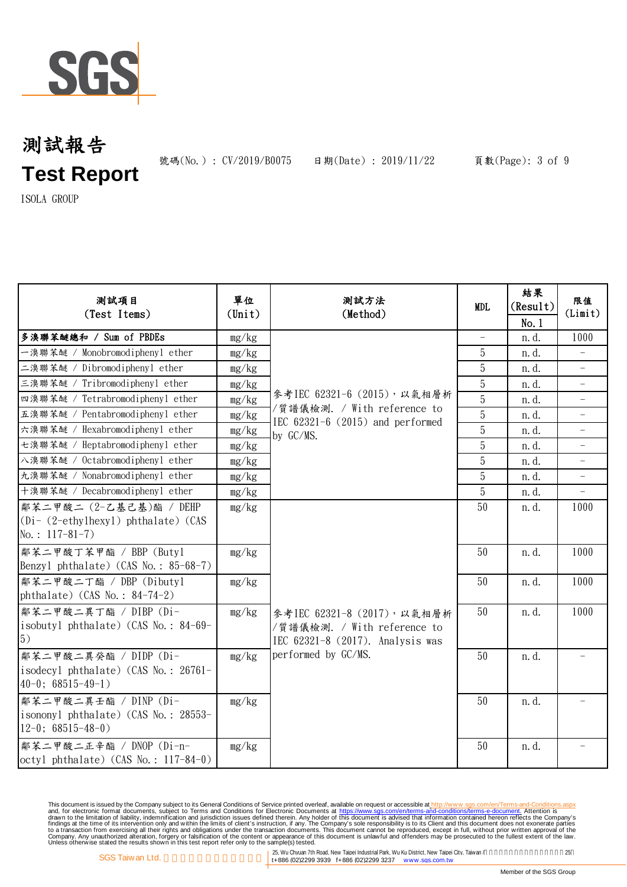# 測試報告
# Test Report

號碼(No.) : CV/2019/B0075　　日期(Date) : 2019/11/22

ISOLA GROUP

| 測試項目 (Test Items) | 單位 (Unit) | 測試方法 (Method) | MDL | 結果 (Result) No.1 | 限值 (Limit) |
|---|---|---|---|---|---|
| 多溴聯苯醚總和 / Sum of PBDEs | mg/kg | 參考IEC 62321-6 (2015)，以氣相層析/質譜儀檢測. / With reference to IEC 62321-6 (2015) and performed by GC/MS. | - | n.d. | 1000 |
| 一溴聯苯醚 / Monobromodiphenyl ether | mg/kg | | 5 | n.d. | - |
| 二溴聯苯醚 / Dibromodiphenyl ether | mg/kg | | 5 | n.d. | - |
| 三溴聯苯醚 / Tribromodiphenyl ether | mg/kg | | 5 | n.d. | - |
| 四溴聯苯醚 / Tetrabromodiphenyl ether | mg/kg | | 5 | n.d. | - |
| 五溴聯苯醚 / Pentabromodiphenyl ether | mg/kg | | 5 | n.d. | - |
| 六溴聯苯醚 / Hexabromodiphenyl ether | mg/kg | | 5 | n.d. | - |
| 七溴聯苯醚 / Heptabromodiphenyl ether | mg/kg | | 5 | n.d. | - |
| 八溴聯苯醚 / Octabromodiphenyl ether | mg/kg | | 5 | n.d. | - |
| 九溴聯苯醚 / Nonabromodiphenyl ether | mg/kg | | 5 | n.d. | - |
| 十溴聯苯醚 / Decabromodiphenyl ether | mg/kg | | 5 | n.d. | - |
| 鄰苯二甲酸二 (2-乙基己基)酯 / DEHP (Di- (2-ethylhexyl) phthalate) (CAS No.: 117-81-7) | mg/kg | 參考IEC 62321-8 (2017)，以氣相層析/質譜儀檢測. / With reference to IEC 62321-8 (2017). Analysis was performed by GC/MS. | 50 | n.d. | 1000 |
| 鄰苯二甲酸丁苯甲酯 / BBP (Butyl Benzyl phthalate) (CAS No.: 85-68-7) | mg/kg | | 50 | n.d. | 1000 |
| 鄰苯二甲酸二丁酯 / DBP (Dibutyl phthalate) (CAS No.: 84-74-2) | mg/kg | | 50 | n.d. | 1000 |
| 鄰苯二甲酸二異丁酯 / DIBP (Di-isobutyl phthalate) (CAS No.: 84-69-5) | mg/kg | | 50 | n.d. | 1000 |
| 鄰苯二甲酸二異癸酯 / DIDP (Di-isodecyl phthalate) (CAS No.: 26761-40-0; 68515-49-1) | mg/kg | | 50 | n.d. | - |
| 鄰苯二甲酸二異壬酯 / DINP (Di-isononyl phthalate) (CAS No.: 28553-12-0; 68515-48-0) | mg/kg | | 50 | n.d. | - |
| 鄰苯二甲酸二正辛酯 / DNOP (Di-n-octyl phthalate) (CAS No.: 117-84-0) | mg/kg | | 50 | n.d. | - |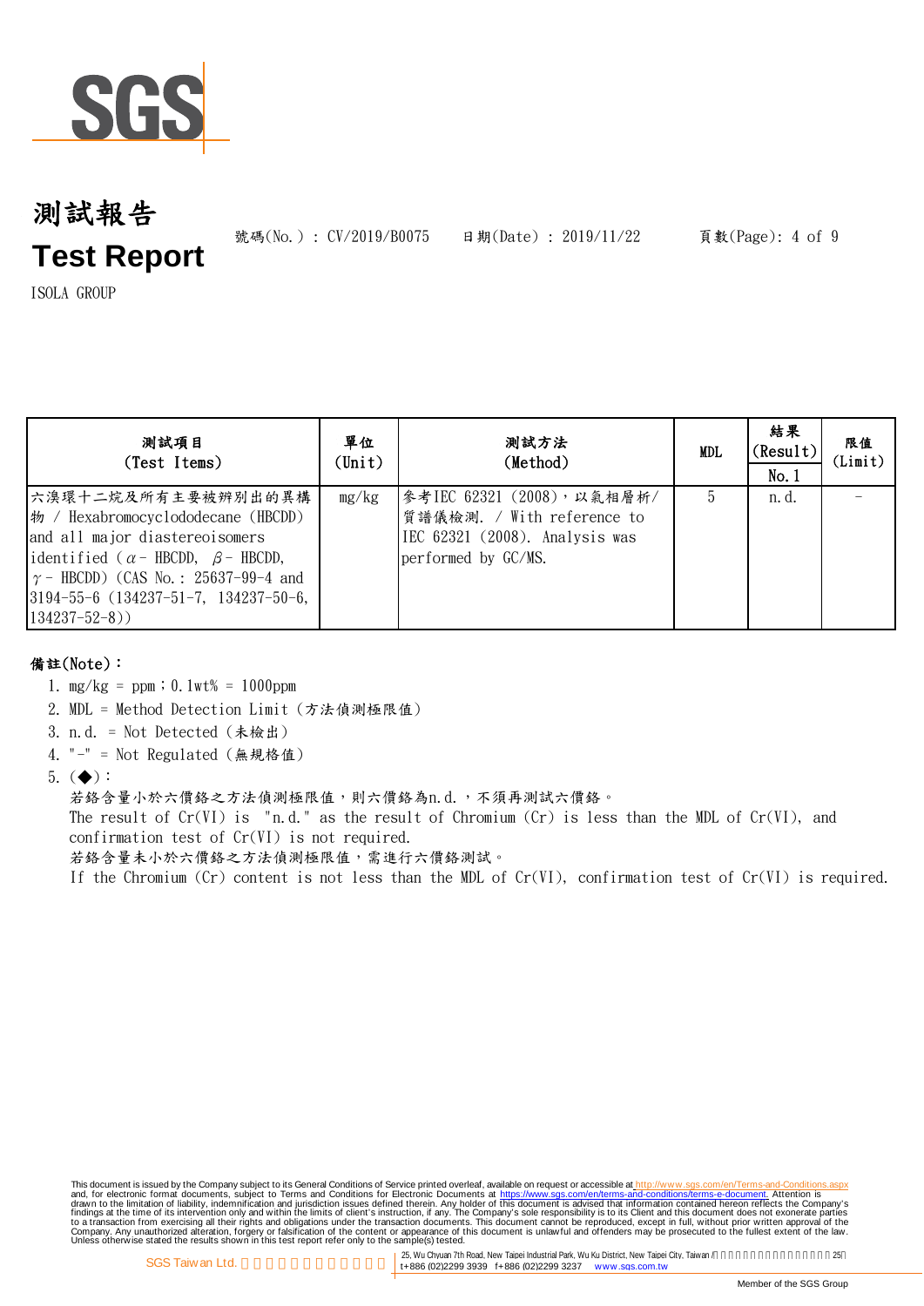# 測試報告
# Test Report

號碼(No.) : CV/2019/B0075　　日期(Date) : 2019/11/22

ISOLA GROUP

| 測試項目 (Test Items) | 單位 (Unit) | 測試方法 (Method) | MDL | 結果 (Result) No.1 | 限值 (Limit) |
|---|---|---|---|---|---|
| 六溴環十二烷及所有主要被辨別出的異構物 / Hexabromocyclododecane (HBCDD) and all major diastereoisomers identified (α- HBCDD, β- HBCDD, γ- HBCDD) (CAS No.: 25637-99-4 and 3194-55-6 (134237-51-7, 134237-50-6, 134237-52-8)) | mg/kg | 參考IEC 62321 (2008)，以氣相層析/質譜儀檢測. / With reference to IEC 62321 (2008). Analysis was performed by GC/MS. | 5 | n.d. | - |

**備註(Note)：**

1. mg/kg = ppm；0.1wt% = 1000ppm
2. MDL = Method Detection Limit (方法偵測極限值)
3. n.d. = Not Detected (未檢出)
4. "-" = Not Regulated (無規格值)
5. (◆)：
   若鉻含量小於六價鉻之方法偵測極限值，則六價鉻為n.d.，不須再測試六價鉻。
   The result of Cr(VI) is "n.d." as the result of Chromium (Cr) is less than the MDL of Cr(VI), and confirmation test of Cr(VI) is not required.
   若鉻含量未小於六價鉻之方法偵測極限值，需進行六價鉻測試。
   If the Chromium (Cr) content is not less than the MDL of Cr(VI), confirmation test of Cr(VI) is required.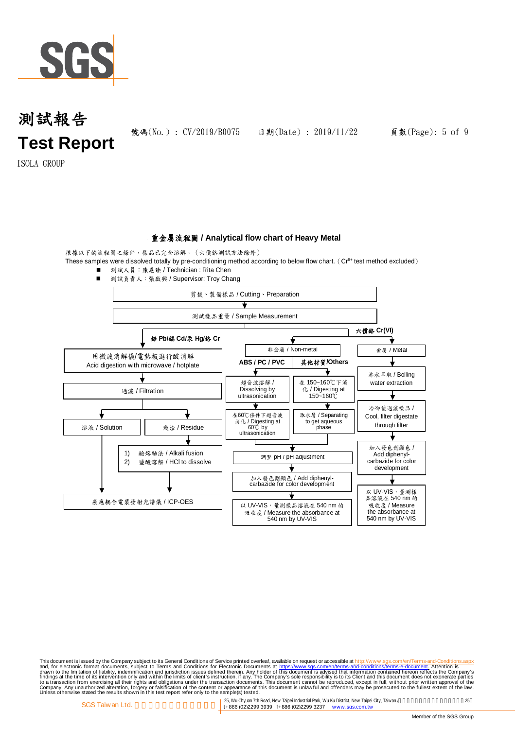# 測試報告

# Test Report

號碼(No.)：CV/2019/B0075　　日期(Date)：2019/11/22

ISOLA GROUP

## 重金屬流程圖 / Analytical flow chart of Heavy Metal

根據以下的流程圖之條件，樣品已完全溶解。（六價鉻測試方法除外）

These samples were dissolved totally by pre-conditioning method according to below flow chart. ( $Cr^{6+}$ test method excluded)

- 測試人員：陳恩臻 / Technician : Rita Chen
- 測試負責人：張啟興 / Supervisor: Troy Chang

剪裁、製備樣品 / Cutting、Preparation
↓
測試樣品重量 / Sample Measurement

**鉛 Pb/鎘 Cd/汞 Hg/鉻 Cr**

1. 用微波消解儀/電熱板進行酸消解 / Acid digestion with microwave / hotplate
2. 過濾 / Filtration
3. 溶液 / Solution → 感應耦合電漿發射光譜儀 / ICP-OES
4. 殘渣 / Residue → 1) 鹼熔融法 / Alkali fusion 2) 鹽酸溶解 / HCl to dissolve → 感應耦合電漿發射光譜儀 / ICP-OES

**六價鉻 Cr(VI)**

非金屬 / Non-metal

- ABS / PC / PVC
  1. 超音波溶解 / Dissolving by ultrasonication
  2. 在60℃條件下超音波消化 / Digesting at 60℃ by ultrasonication
- 其他材質/Others
  1. 在 150~160℃下消化 / Digesting at 150~160℃
  2. 取水層 / Separating to get aqueous phase

→ 調整 pH / pH adjustment
→ 加入發色劑顯色 / Add diphenyl-carbazide for color development
→ 以 UV-VIS，量測樣品溶液在 540 nm 的吸收度 / Measure the absorbance at 540 nm by UV-VIS

金屬 / Metal

1. 沸水萃取 / Boiling water extraction
2. 冷卻後過濾樣品 / Cool, filter digestate through filter
3. 加入發色劑顯色 / Add diphenyl-carbazide for color development
4. 以 UV-VIS，量測樣品溶液在 540 nm 的吸收度 / Measure the absorbance at 540 nm by UV-VIS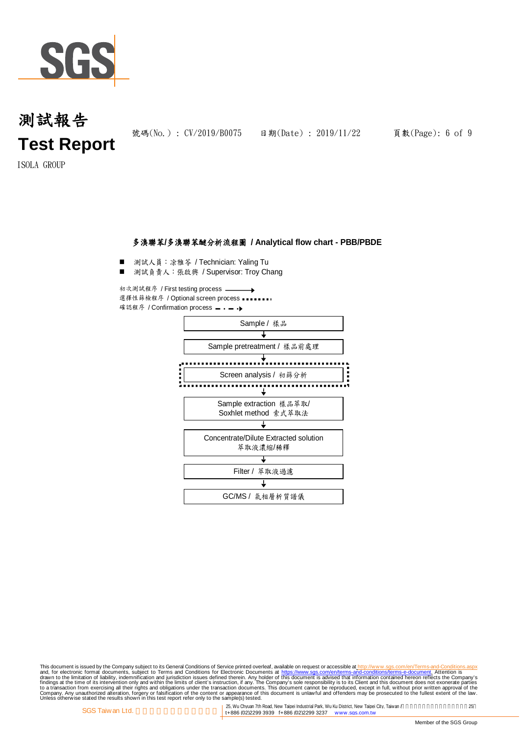# 測試報告
# Test Report

號碼(No.) : CV/2019/B0075　　日期(Date) : 2019/11/22

ISOLA GROUP

### 多溴聯苯/多溴聯苯醚分析流程圖 / Analytical flow chart - PBB/PBDE

- 測試人員：涂雅苓 / Technician: Yaling Tu
- 測試負責人：張啟興 / Supervisor: Troy Chang

初次測試程序 / First testing process ——▶
選擇性篩檢程序 / Optional screen process ▪▪▪▪▪▪▪▪
確認程序 / Confirmation process ▬ · ▬ ·▶

Sample / 樣品
↓
Sample pretreatment / 樣品前處理
↓
Screen analysis / 初篩分析
↓
Sample extraction 樣品萃取/ Soxhlet method 索式萃取法
↓
Concentrate/Dilute Extracted solution 萃取液濃縮/稀釋
↓
Filter / 萃取液過濾
↓
GC/MS / 氣相層析質譜儀

This document is issued by the Company subject to its General Conditions of Service printed overleaf, available on request or accessible at http://www.sgs.com/en/Terms-and-Conditions.aspx and, for electronic format documents, subject to Terms and Conditions for Electronic Documents at https://www.sgs.com/en/terms-and-conditions/terms-e-document. Attention is drawn to the limitation of liability, indemnification and jurisdiction issues defined therein. Any holder of this document is advised that information contained hereon reflects the Company's findings at the time of its intervention only and within the limits of client's instruction, if any. The Company's sole responsibility is to its Client and this document does not exonerate parties to a transaction from exercising all their rights and obligations under the transaction documents. This document cannot be reproduced, except in full, without prior written approval of the Company. Any unauthorized alteration, forgery or falsification of the content or appearance of this document is unlawful and offenders may be prosecuted to the fullest extent of the law. Unless otherwise stated the results shown in this test report refer only to the sample(s) tested.

SGS Taiwan Ltd. | 25, Wu Chyuan 7th Road, New Taipei Industrial Park, Wu Ku District, New Taipei City, Taiwan / t+886 (02)2299 3939 f+886 (02)2299 3237 www.sgs.com.tw

Member of the SGS Group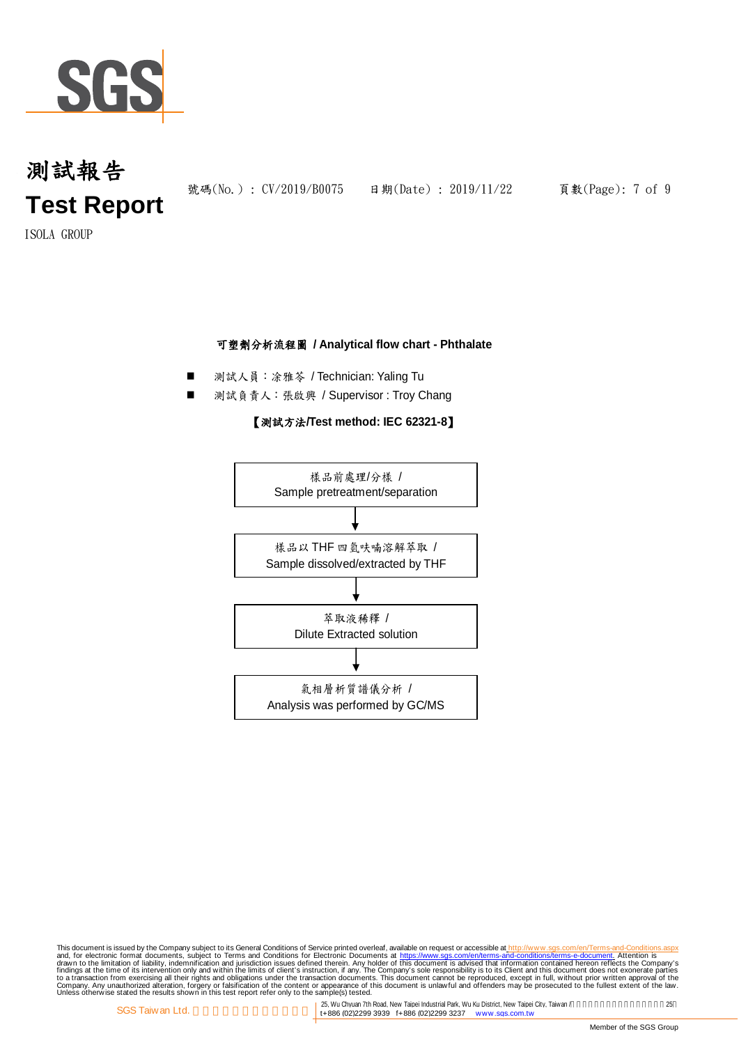# 測試報告
# Test Report

號碼(No.) : CV/2019/B0075　　日期(Date) : 2019/11/22

ISOLA GROUP

**可塑劑分析流程圖 / Analytical flow chart - Phthalate**

- 測試人員：涂雅苓 / Technician: Yaling Tu
- 測試負責人：張啟興 / Supervisor : Troy Chang

**【測試方法/Test method: IEC 62321-8】**

樣品前處理/分樣 /
Sample pretreatment/separation

↓

樣品以 THF 四氫呋喃溶解萃取 /
Sample dissolved/extracted by THF

↓

萃取液稀釋 /
Dilute Extracted solution

↓

氣相層析質譜儀分析 /
Analysis was performed by GC/MS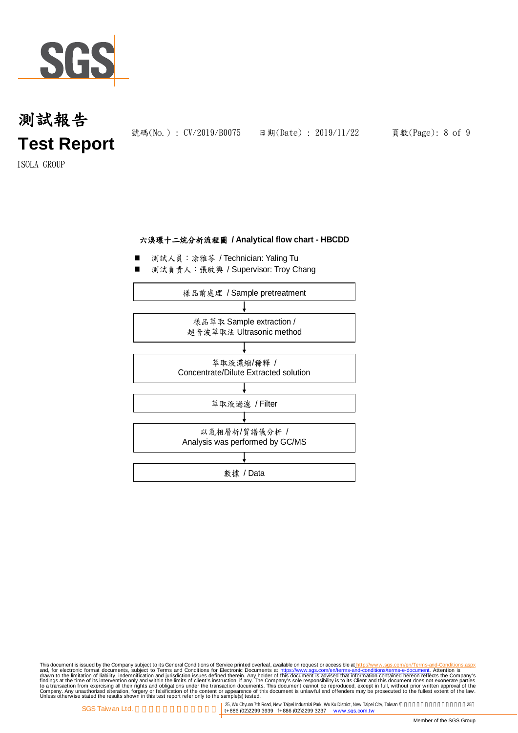**六溴環十二烷分析流程圖 / Analytical flow chart - HBCDD**

- 測試人員：涂雅苓 / Technician: Yaling Tu
- 測試負責人：張啟興 / Supervisor: Troy Chang

| 樣品前處理 / Sample pretreatment |
|---|
| ↓ |
| 樣品萃取 Sample extraction / 超音波萃取法 Ultrasonic method |
| ↓ |
| 萃取液濃縮/稀釋 / Concentrate/Dilute Extracted solution |
| ↓ |
| 萃取液過濾 / Filter |
| ↓ |
| 以氣相層析/質譜儀分析 / Analysis was performed by GC/MS |
| ↓ |
| 數據 / Data |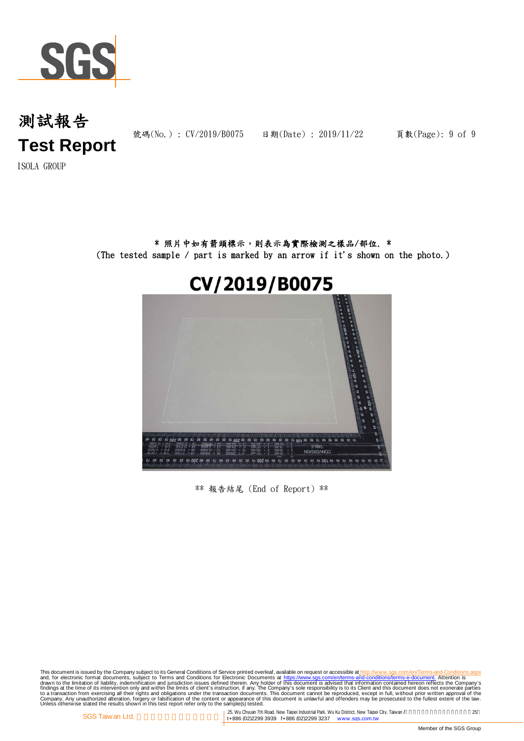\* 照片中如有箭頭標示，則表示為實際檢測之樣品/部位. \*

(The tested sample / part is marked by an arrow if it's shown on the photo.)

CV/2019/B0075

\*\* 報告結尾 (End of Report) \*\*